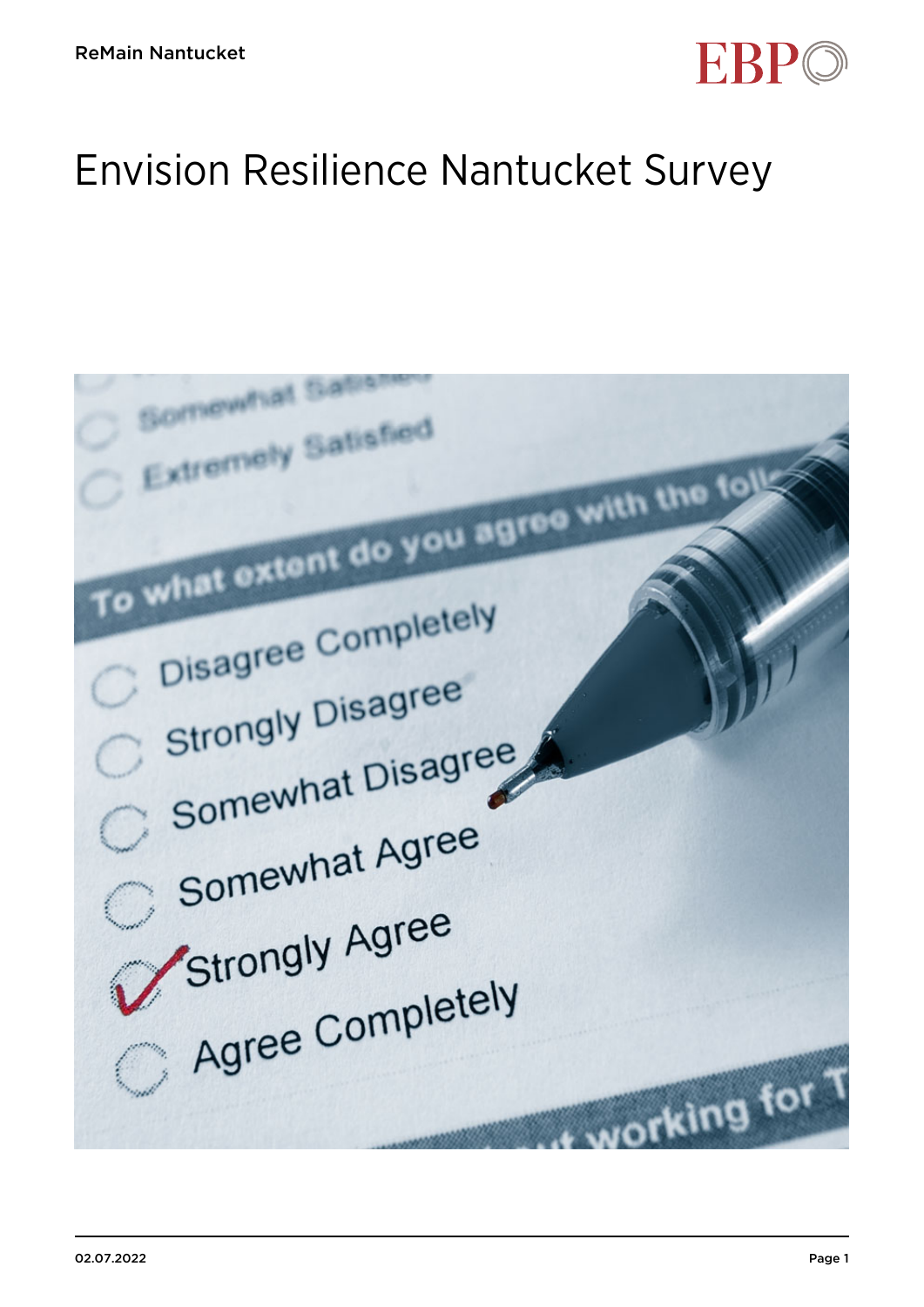# Envision Resilience Nantucket Survey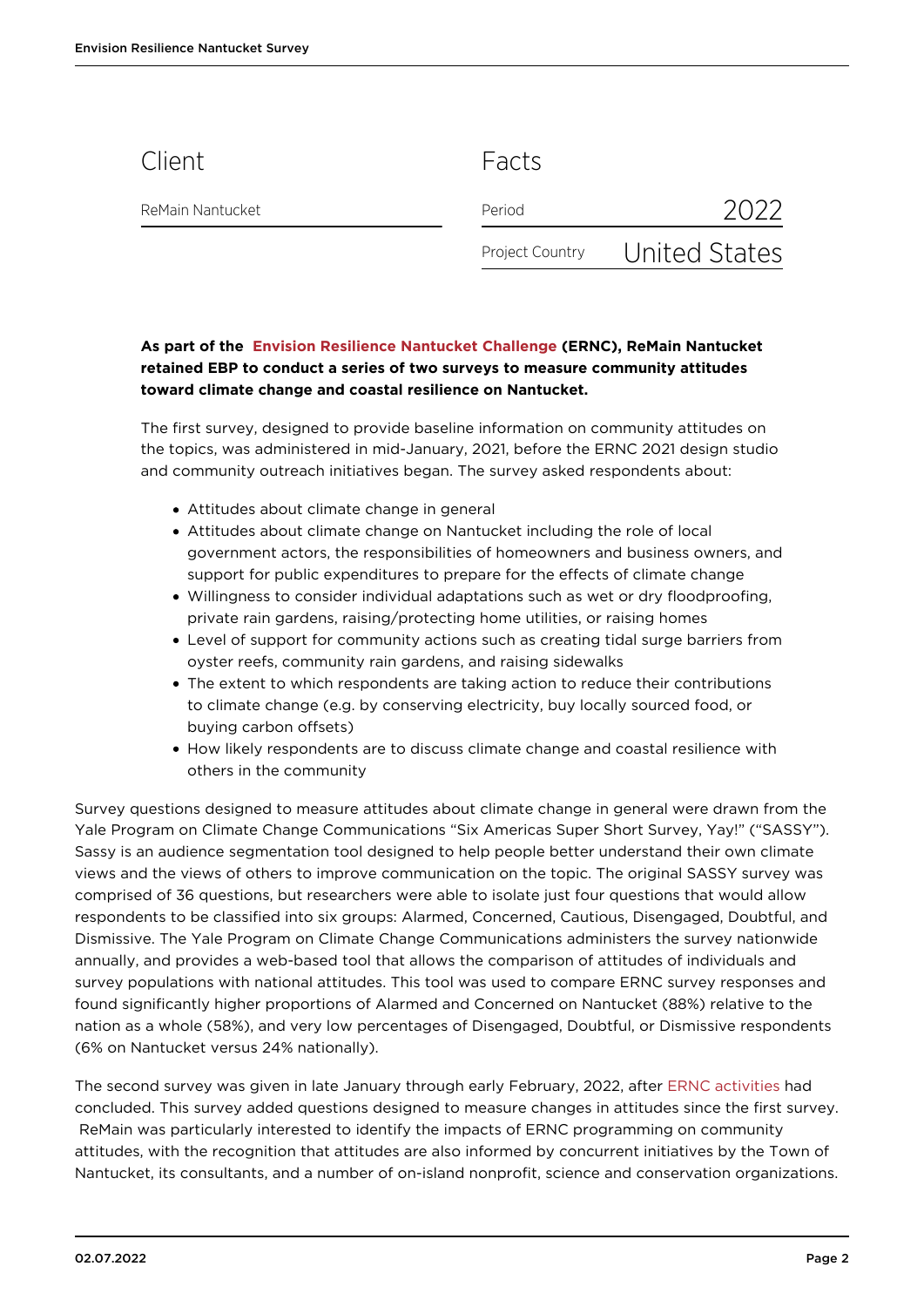## Client

ReMain Nantucket

## Facts

| Period | 2022 |
| --- | --- |
| Project Country | United States |

**As part of the Envision Resilience Nantucket Challenge (ERNC), ReMain Nantucket retained EBP to conduct a series of two surveys to measure community attitudes toward climate change and coastal resilience on Nantucket.**

The first survey, designed to provide baseline information on community attitudes on the topics, was administered in mid-January, 2021, before the ERNC 2021 design studio and community outreach initiatives began. The survey asked respondents about:

- Attitudes about climate change in general
- Attitudes about climate change on Nantucket including the role of local government actors, the responsibilities of homeowners and business owners, and support for public expenditures to prepare for the effects of climate change
- Willingness to consider individual adaptations such as wet or dry floodproofing, private rain gardens, raising/protecting home utilities, or raising homes
- Level of support for community actions such as creating tidal surge barriers from oyster reefs, community rain gardens, and raising sidewalks
- The extent to which respondents are taking action to reduce their contributions to climate change (e.g. by conserving electricity, buy locally sourced food, or buying carbon offsets)
- How likely respondents are to discuss climate change and coastal resilience with others in the community

Survey questions designed to measure attitudes about climate change in general were drawn from the Yale Program on Climate Change Communications "Six Americas Super Short Survey, Yay!" ("SASSY"). Sassy is an audience segmentation tool designed to help people better understand their own climate views and the views of others to improve communication on the topic. The original SASSY survey was comprised of 36 questions, but researchers were able to isolate just four questions that would allow respondents to be classified into six groups: Alarmed, Concerned, Cautious, Disengaged, Doubtful, and Dismissive. The Yale Program on Climate Change Communications administers the survey nationwide annually, and provides a web-based tool that allows the comparison of attitudes of individuals and survey populations with national attitudes. This tool was used to compare ERNC survey responses and found significantly higher proportions of Alarmed and Concerned on Nantucket (88%) relative to the nation as a whole (58%), and very low percentages of Disengaged, Doubtful, or Dismissive respondents (6% on Nantucket versus 24% nationally).

The second survey was given in late January through early February, 2022, after ERNC activities had concluded. This survey added questions designed to measure changes in attitudes since the first survey. ReMain was particularly interested to identify the impacts of ERNC programming on community attitudes, with the recognition that attitudes are also informed by concurrent initiatives by the Town of Nantucket, its consultants, and a number of on-island nonprofit, science and conservation organizations.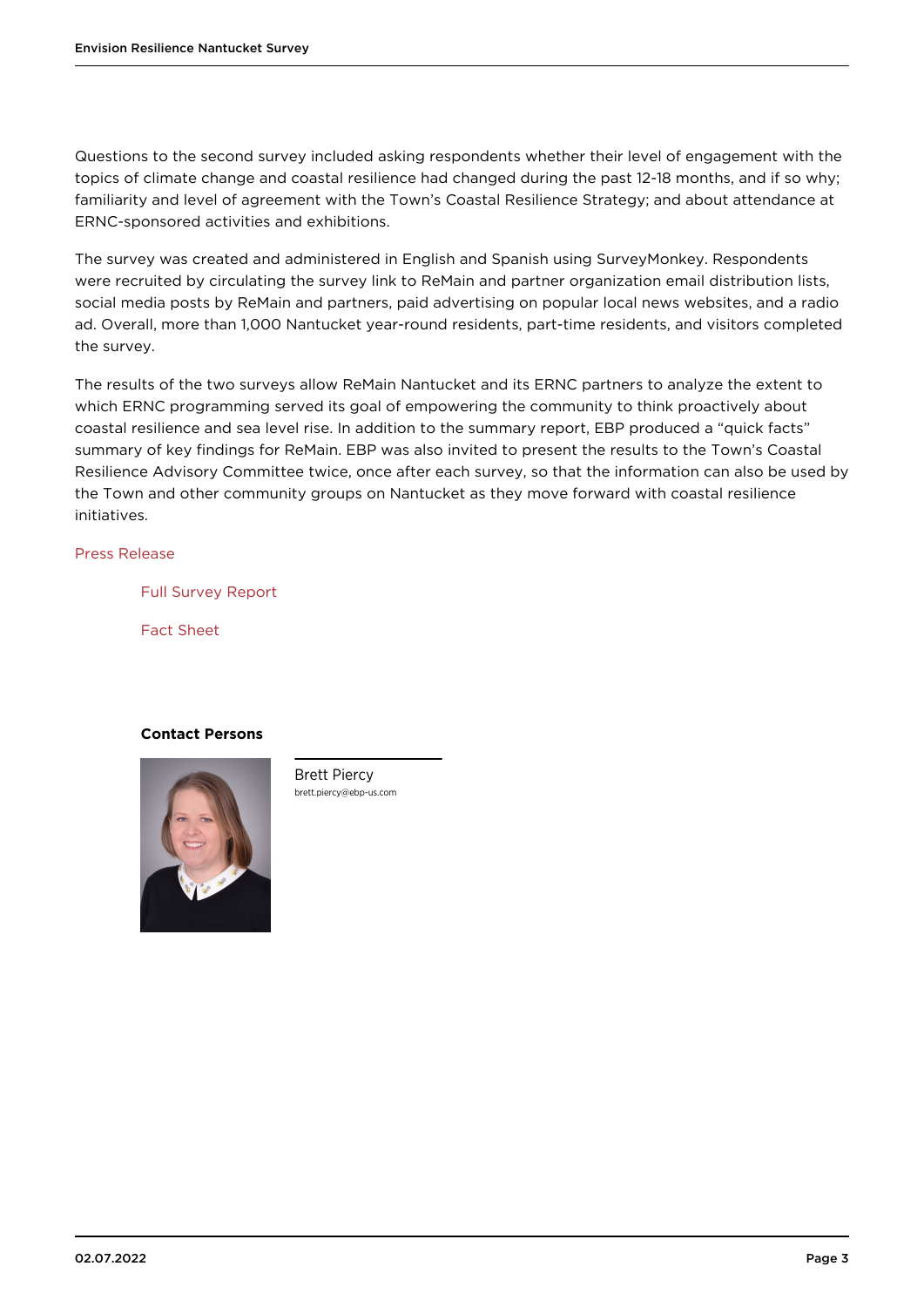Questions to the second survey included asking respondents whether their level of engagement with the topics of climate change and coastal resilience had changed during the past 12-18 months, and if so why; familiarity and level of agreement with the Town's Coastal Resilience Strategy; and about attendance at ERNC-sponsored activities and exhibitions.

The survey was created and administered in English and Spanish using SurveyMonkey. Respondents were recruited by circulating the survey link to ReMain and partner organization email distribution lists, social media posts by ReMain and partners, paid advertising on popular local news websites, and a radio ad. Overall, more than 1,000 Nantucket year-round residents, part-time residents, and visitors completed the survey.

The results of the two surveys allow ReMain Nantucket and its ERNC partners to analyze the extent to which ERNC programming served its goal of empowering the community to think proactively about coastal resilience and sea level rise. In addition to the summary report, EBP produced a "quick facts" summary of key findings for ReMain. EBP was also invited to present the results to the Town's Coastal Resilience Advisory Committee twice, once after each survey, so that the information can also be used by the Town and other community groups on Nantucket as they move forward with coastal resilience initiatives.

Press Release

Full Survey Report

Fact Sheet

**Contact Persons**

Brett Piercy
brett.piercy@ebp-us.com